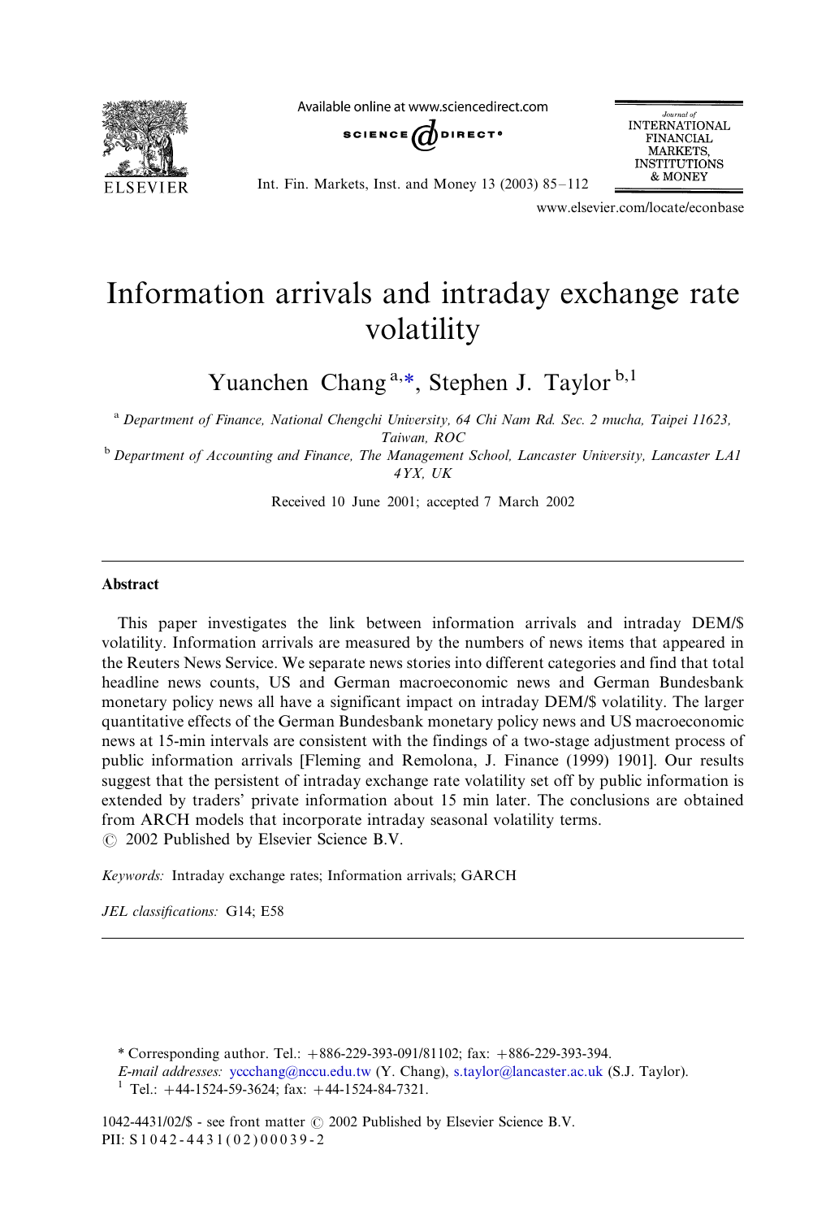# Information arrivals and intraday exchange rate volatility

Yuanchen Chang [a,*], Stephen J. Taylor [b,1]

[a] *Department of Finance, National Chengchi University, 64 Chi Nam Rd. Sec. 2 mucha, Taipei 11623, Taiwan, ROC*

[b] *Department of Accounting and Finance, The Management School, Lancaster University, Lancaster LA1 4YX, UK*

Received 10 June 2001; accepted 7 March 2002

## Abstract

This paper investigates the link between information arrivals and intraday DEM/$ volatility. Information arrivals are measured by the numbers of news items that appeared in the Reuters News Service. We separate news stories into different categories and find that total headline news counts, US and German macroeconomic news and German Bundesbank monetary policy news all have a significant impact on intraday DEM/$ volatility. The larger quantitative effects of the German Bundesbank monetary policy news and US macroeconomic news at 15-min intervals are consistent with the findings of a two-stage adjustment process of public information arrivals [Fleming and Remolona, J. Finance (1999) 1901]. Our results suggest that the persistent of intraday exchange rate volatility set off by public information is extended by traders' private information about 15 min later. The conclusions are obtained from ARCH models that incorporate intraday seasonal volatility terms.
© 2002 Published by Elsevier Science B.V.

*Keywords:* Intraday exchange rates; Information arrivals; GARCH

*JEL classifications:* G14; E58

---

* Corresponding author. Tel.: +886-229-393-091/81102; fax: +886-229-393-394.
*E-mail addresses:* yccchang@nccu.edu.tw (Y. Chang), s.taylor@lancaster.ac.uk (S.J. Taylor).
[1] Tel.: +44-1524-59-3624; fax: +44-1524-84-7321.

1042-4431/02/$ - see front matter © 2002 Published by Elsevier Science B.V.
PII: S1042-4431(02)00039-2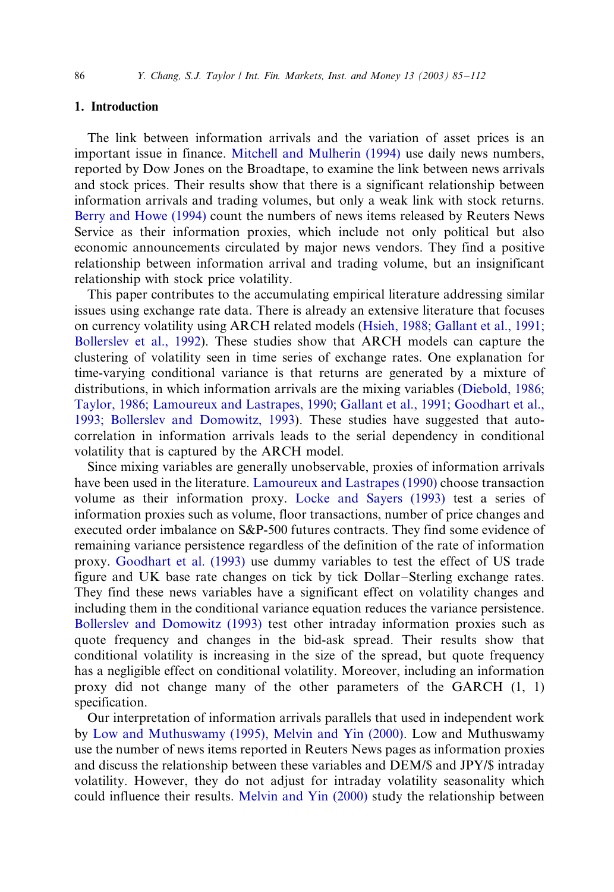## 1. Introduction

The link between information arrivals and the variation of asset prices is an important issue in finance. Mitchell and Mulherin (1994) use daily news numbers, reported by Dow Jones on the Broadtape, to examine the link between news arrivals and stock prices. Their results show that there is a significant relationship between information arrivals and trading volumes, but only a weak link with stock returns. Berry and Howe (1994) count the numbers of news items released by Reuters News Service as their information proxies, which include not only political but also economic announcements circulated by major news vendors. They find a positive relationship between information arrival and trading volume, but an insignificant relationship with stock price volatility.

This paper contributes to the accumulating empirical literature addressing similar issues using exchange rate data. There is already an extensive literature that focuses on currency volatility using ARCH related models (Hsieh, 1988; Gallant et al., 1991; Bollerslev et al., 1992). These studies show that ARCH models can capture the clustering of volatility seen in time series of exchange rates. One explanation for time-varying conditional variance is that returns are generated by a mixture of distributions, in which information arrivals are the mixing variables (Diebold, 1986; Taylor, 1986; Lamoureux and Lastrapes, 1990; Gallant et al., 1991; Goodhart et al., 1993; Bollerslev and Domowitz, 1993). These studies have suggested that autocorrelation in information arrivals leads to the serial dependency in conditional volatility that is captured by the ARCH model.

Since mixing variables are generally unobservable, proxies of information arrivals have been used in the literature. Lamoureux and Lastrapes (1990) choose transaction volume as their information proxy. Locke and Sayers (1993) test a series of information proxies such as volume, floor transactions, number of price changes and executed order imbalance on S&P-500 futures contracts. They find some evidence of remaining variance persistence regardless of the definition of the rate of information proxy. Goodhart et al. (1993) use dummy variables to test the effect of US trade figure and UK base rate changes on tick by tick Dollar–Sterling exchange rates. They find these news variables have a significant effect on volatility changes and including them in the conditional variance equation reduces the variance persistence. Bollerslev and Domowitz (1993) test other intraday information proxies such as quote frequency and changes in the bid-ask spread. Their results show that conditional volatility is increasing in the size of the spread, but quote frequency has a negligible effect on conditional volatility. Moreover, including an information proxy did not change many of the other parameters of the GARCH (1, 1) specification.

Our interpretation of information arrivals parallels that used in independent work by Low and Muthuswamy (1995), Melvin and Yin (2000). Low and Muthuswamy use the number of news items reported in Reuters News pages as information proxies and discuss the relationship between these variables and DEM/$ and JPY/$ intraday volatility. However, they do not adjust for intraday volatility seasonality which could influence their results. Melvin and Yin (2000) study the relationship between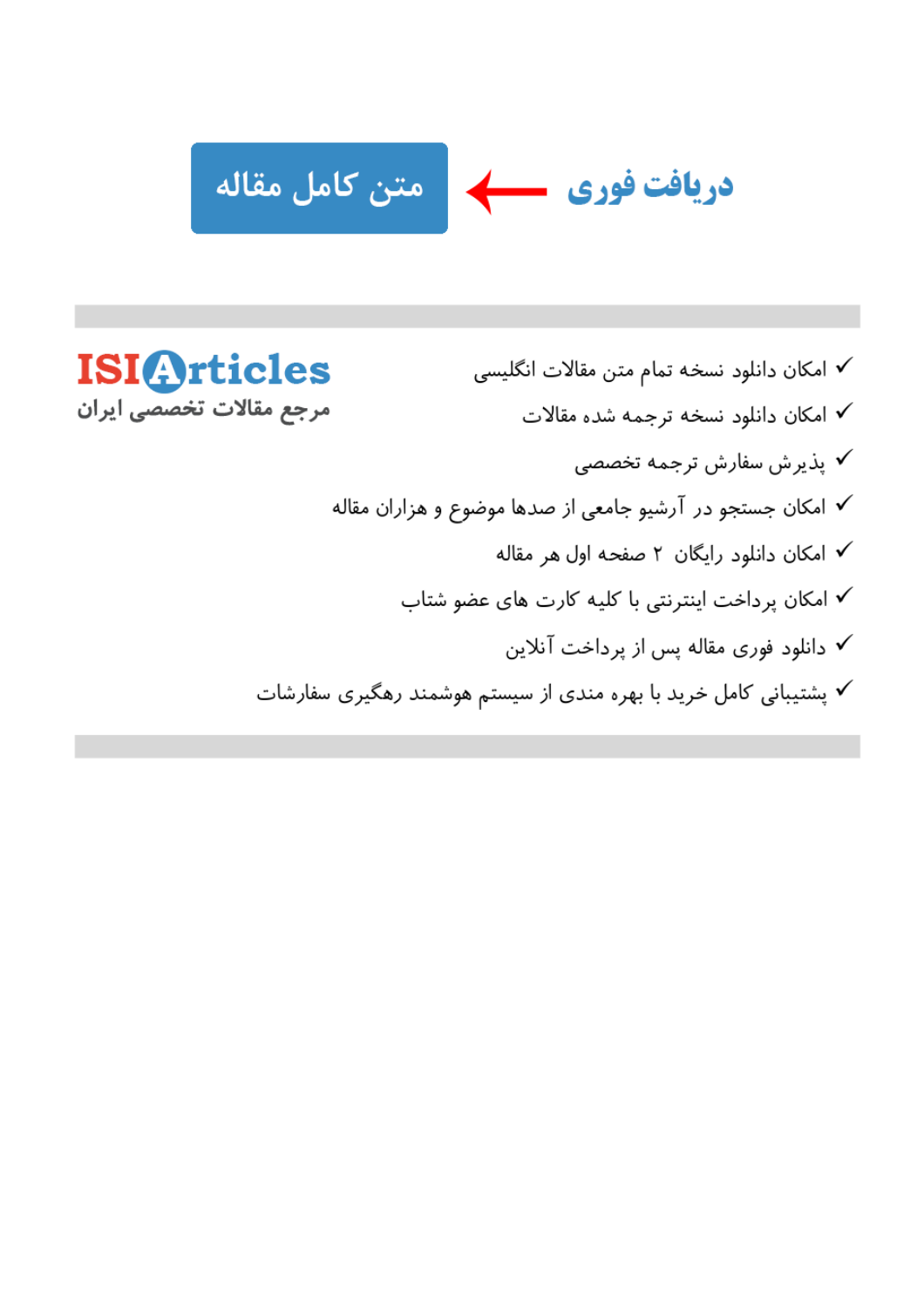دریافت فوری ← متن کامل مقاله

**ISIArticles**
مرجع مقالات تخصصی ایران

- ✓ امکان دانلود نسخه تمام متن مقالات انگلیسی
- ✓ امکان دانلود نسخه ترجمه شده مقالات
- ✓ پذیرش سفارش ترجمه تخصصی
- ✓ امکان جستجو در آرشیو جامعی از صدها موضوع و هزاران مقاله
- ✓ امکان دانلود رایگان ۲ صفحه اول هر مقاله
- ✓ امکان پرداخت اینترنتی با کلیه کارت های عضو شتاب
- ✓ دانلود فوری مقاله پس از پرداخت آنلاین
- ✓ پشتیبانی کامل خرید با بهره مندی از سیستم هوشمند رهگیری سفارشات